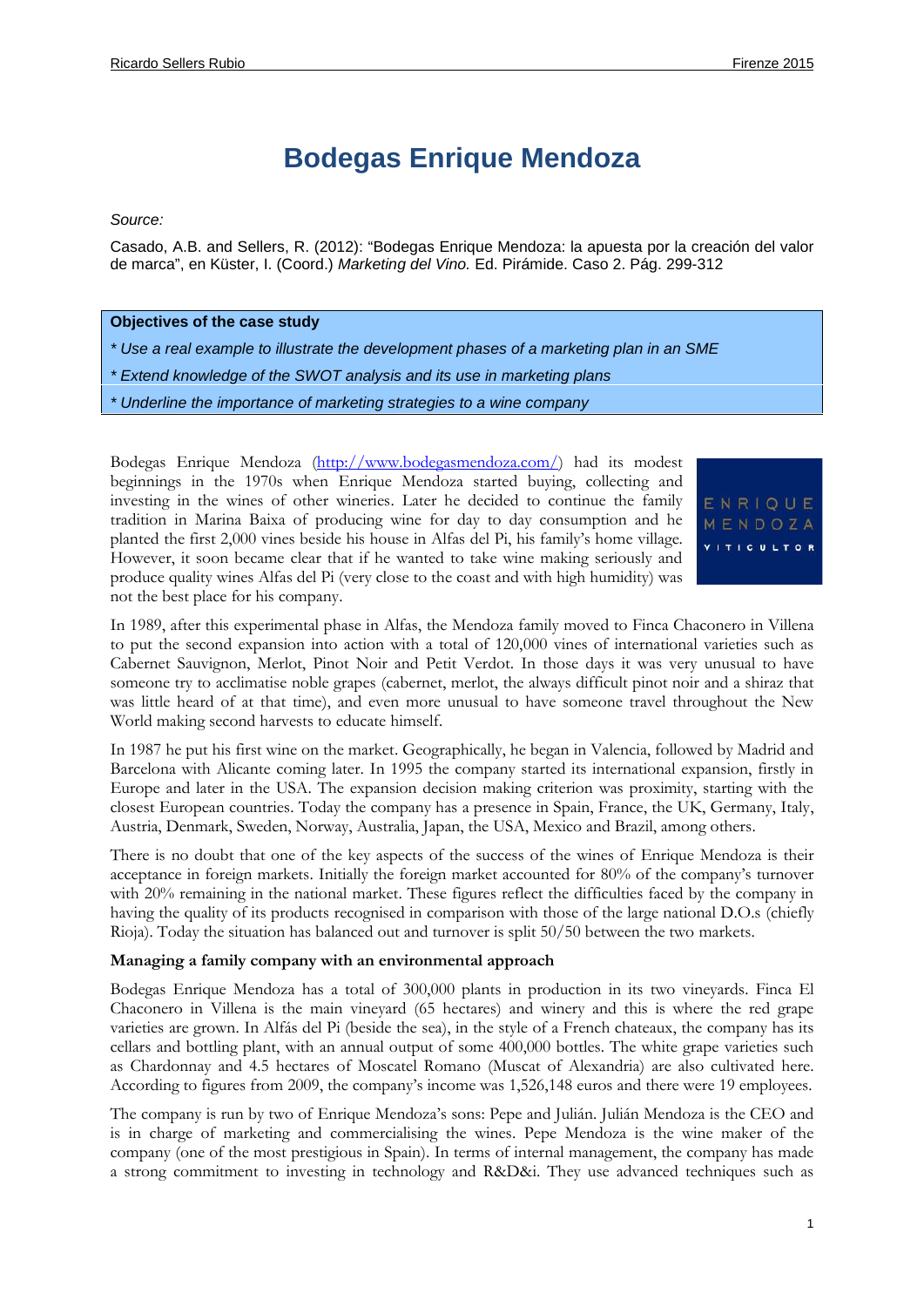# Bodegas Enrique Mendoza

*Source:*

Casado, A.B. and Sellers, R. (2012): "Bodegas Enrique Mendoza: la apuesta por la creación del valor de marca", en Küster, I. (Coord.) *Marketing del Vino.* Ed. Pirámide. Caso 2. Pág. 299-312

**Objectives of the case study**

*\* Use a real example to illustrate the development phases of a marketing plan in an SME*

*\* Extend knowledge of the SWOT analysis and its use in marketing plans*

*\* Underline the importance of marketing strategies to a wine company*

Bodegas Enrique Mendoza (http://www.bodegasmendoza.com/) had its modest beginnings in the 1970s when Enrique Mendoza started buying, collecting and investing in the wines of other wineries. Later he decided to continue the family tradition in Marina Baixa of producing wine for day to day consumption and he planted the first 2,000 vines beside his house in Alfas del Pi, his family's home village. However, it soon became clear that if he wanted to take wine making seriously and produce quality wines Alfas del Pi (very close to the coast and with high humidity) was not the best place for his company.

ENRIQUE MENDOZA VITICULTOR

In 1989, after this experimental phase in Alfas, the Mendoza family moved to Finca Chaconero in Villena to put the second expansion into action with a total of 120,000 vines of international varieties such as Cabernet Sauvignon, Merlot, Pinot Noir and Petit Verdot. In those days it was very unusual to have someone try to acclimatise noble grapes (cabernet, merlot, the always difficult pinot noir and a shiraz that was little heard of at that time), and even more unusual to have someone travel throughout the New World making second harvests to educate himself.

In 1987 he put his first wine on the market. Geographically, he began in Valencia, followed by Madrid and Barcelona with Alicante coming later. In 1995 the company started its international expansion, firstly in Europe and later in the USA. The expansion decision making criterion was proximity, starting with the closest European countries. Today the company has a presence in Spain, France, the UK, Germany, Italy, Austria, Denmark, Sweden, Norway, Australia, Japan, the USA, Mexico and Brazil, among others.

There is no doubt that one of the key aspects of the success of the wines of Enrique Mendoza is their acceptance in foreign markets. Initially the foreign market accounted for 80% of the company's turnover with 20% remaining in the national market. These figures reflect the difficulties faced by the company in having the quality of its products recognised in comparison with those of the large national D.O.s (chiefly Rioja). Today the situation has balanced out and turnover is split 50/50 between the two markets.

**Managing a family company with an environmental approach**

Bodegas Enrique Mendoza has a total of 300,000 plants in production in its two vineyards. Finca El Chaconero in Villena is the main vineyard (65 hectares) and winery and this is where the red grape varieties are grown. In Alfás del Pi (beside the sea), in the style of a French chateaux, the company has its cellars and bottling plant, with an annual output of some 400,000 bottles. The white grape varieties such as Chardonnay and 4.5 hectares of Moscatel Romano (Muscat of Alexandria) are also cultivated here. According to figures from 2009, the company's income was 1,526,148 euros and there were 19 employees.

The company is run by two of Enrique Mendoza's sons: Pepe and Julián. Julián Mendoza is the CEO and is in charge of marketing and commercialising the wines. Pepe Mendoza is the wine maker of the company (one of the most prestigious in Spain). In terms of internal management, the company has made a strong commitment to investing in technology and R&D&i. They use advanced techniques such as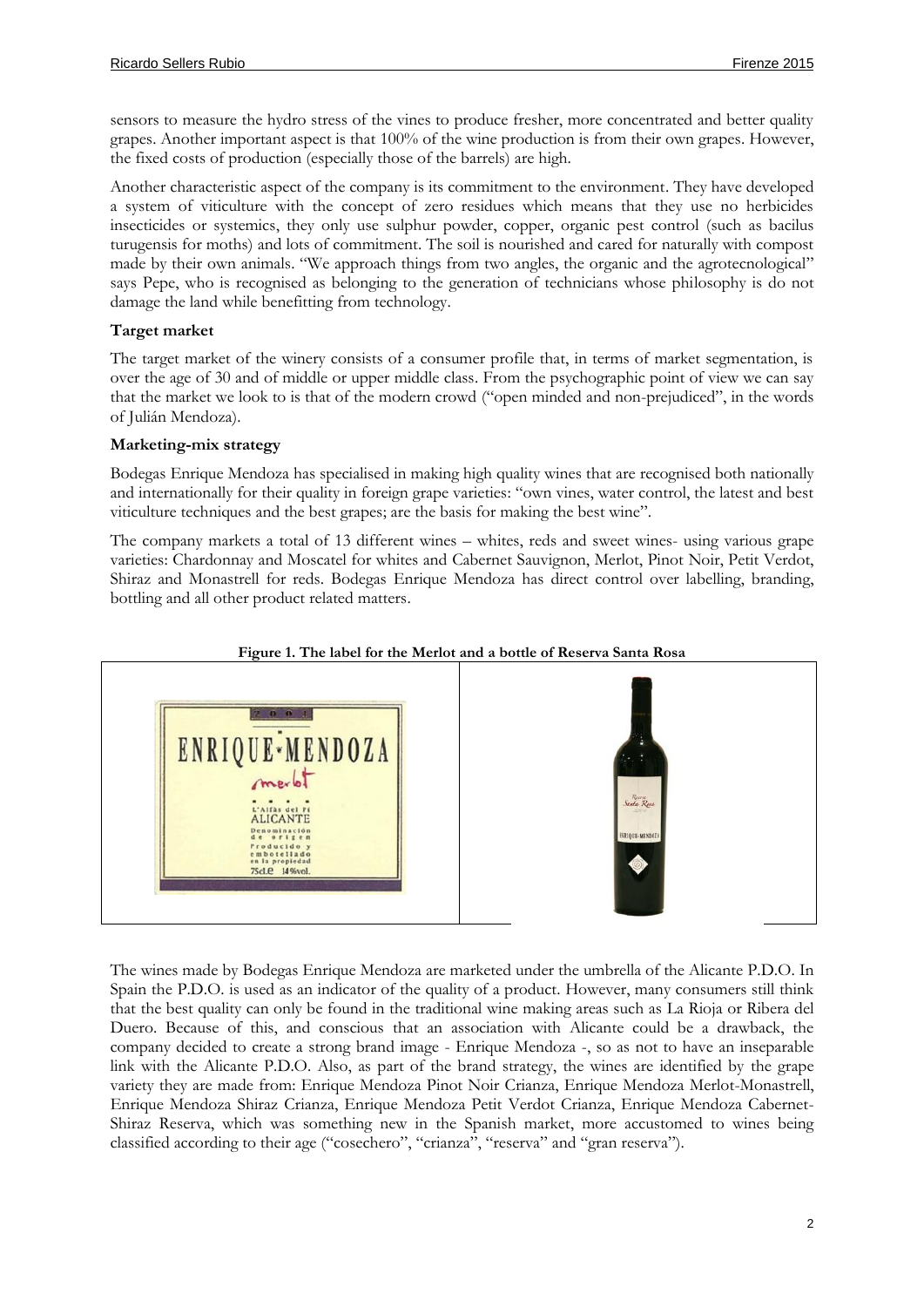sensors to measure the hydro stress of the vines to produce fresher, more concentrated and better quality grapes. Another important aspect is that 100% of the wine production is from their own grapes. However, the fixed costs of production (especially those of the barrels) are high.

Another characteristic aspect of the company is its commitment to the environment. They have developed a system of viticulture with the concept of zero residues which means that they use no herbicides insecticides or systemics, they only use sulphur powder, copper, organic pest control (such as bacilus turugensis for moths) and lots of commitment. The soil is nourished and cared for naturally with compost made by their own animals. "We approach things from two angles, the organic and the agrotecnological" says Pepe, who is recognised as belonging to the generation of technicians whose philosophy is do not damage the land while benefitting from technology.

**Target market**

The target market of the winery consists of a consumer profile that, in terms of market segmentation, is over the age of 30 and of middle or upper middle class. From the psychographic point of view we can say that the market we look to is that of the modern crowd ("open minded and non-prejudiced", in the words of Julián Mendoza).

**Marketing-mix strategy**

Bodegas Enrique Mendoza has specialised in making high quality wines that are recognised both nationally and internationally for their quality in foreign grape varieties: "own vines, water control, the latest and best viticulture techniques and the best grapes; are the basis for making the best wine".

The company markets a total of 13 different wines – whites, reds and sweet wines- using various grape varieties: Chardonnay and Moscatel for whites and Cabernet Sauvignon, Merlot, Pinot Noir, Petit Verdot, Shiraz and Monastrell for reds. Bodegas Enrique Mendoza has direct control over labelling, branding, bottling and all other product related matters.

**Figure 1. The label for the Merlot and a bottle of Reserva Santa Rosa**

The wines made by Bodegas Enrique Mendoza are marketed under the umbrella of the Alicante P.D.O. In Spain the P.D.O. is used as an indicator of the quality of a product. However, many consumers still think that the best quality can only be found in the traditional wine making areas such as La Rioja or Ribera del Duero. Because of this, and conscious that an association with Alicante could be a drawback, the company decided to create a strong brand image - Enrique Mendoza -, so as not to have an inseparable link with the Alicante P.D.O. Also, as part of the brand strategy, the wines are identified by the grape variety they are made from: Enrique Mendoza Pinot Noir Crianza, Enrique Mendoza Merlot-Monastrell, Enrique Mendoza Shiraz Crianza, Enrique Mendoza Petit Verdot Crianza, Enrique Mendoza Cabernet-Shiraz Reserva, which was something new in the Spanish market, more accustomed to wines being classified according to their age ("cosechero", "crianza", "reserva" and "gran reserva").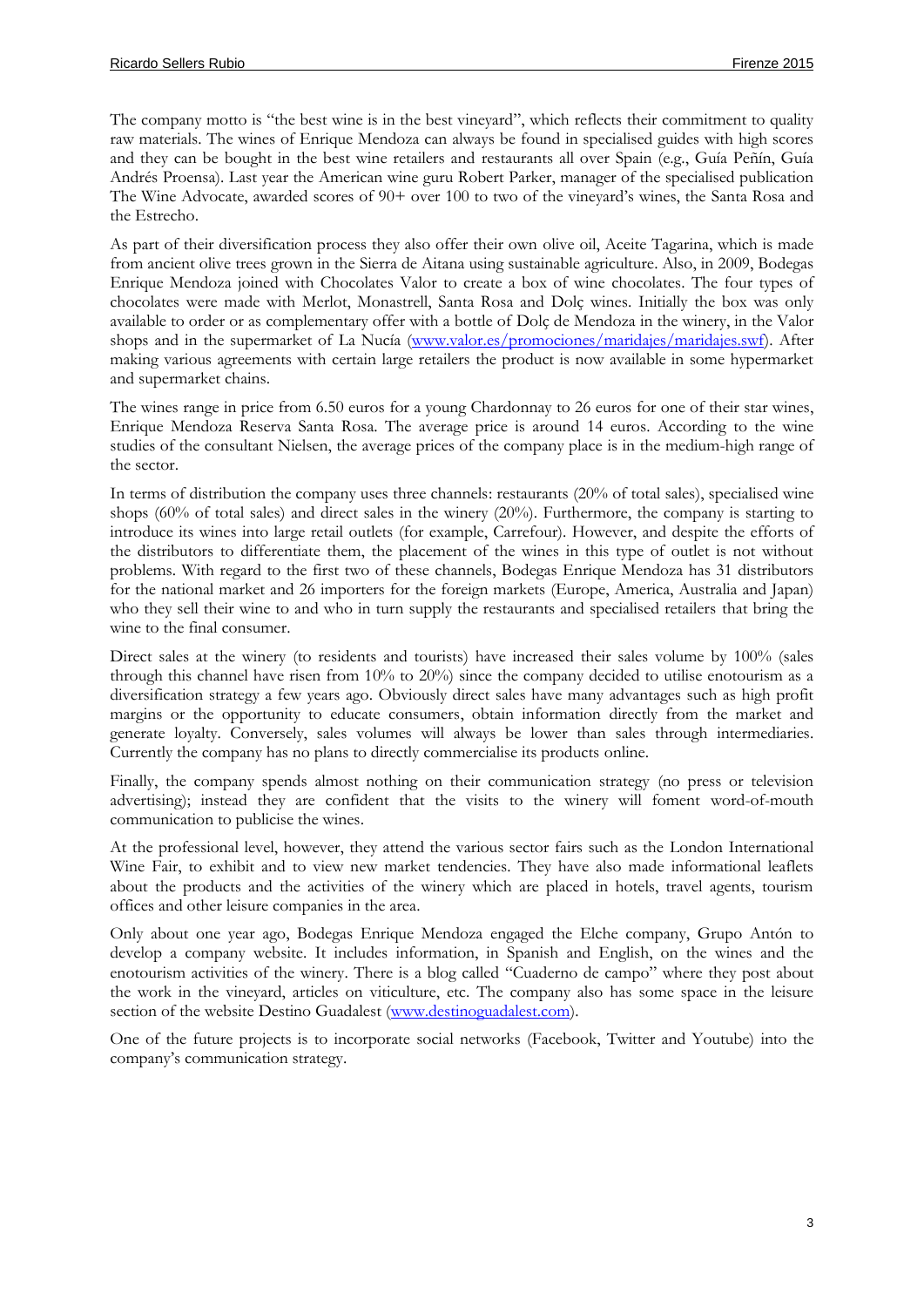The company motto is "the best wine is in the best vineyard", which reflects their commitment to quality raw materials. The wines of Enrique Mendoza can always be found in specialised guides with high scores and they can be bought in the best wine retailers and restaurants all over Spain (e.g., Guía Peñín, Guía Andrés Proensa). Last year the American wine guru Robert Parker, manager of the specialised publication The Wine Advocate, awarded scores of 90+ over 100 to two of the vineyard's wines, the Santa Rosa and the Estrecho.

As part of their diversification process they also offer their own olive oil, Aceite Tagarina, which is made from ancient olive trees grown in the Sierra de Aitana using sustainable agriculture. Also, in 2009, Bodegas Enrique Mendoza joined with Chocolates Valor to create a box of wine chocolates. The four types of chocolates were made with Merlot, Monastrell, Santa Rosa and Dolç wines. Initially the box was only available to order or as complementary offer with a bottle of Dolç de Mendoza in the winery, in the Valor shops and in the supermarket of La Nucía (www.valor.es/promociones/maridajes/maridajes.swf). After making various agreements with certain large retailers the product is now available in some hypermarket and supermarket chains.

The wines range in price from 6.50 euros for a young Chardonnay to 26 euros for one of their star wines, Enrique Mendoza Reserva Santa Rosa. The average price is around 14 euros. According to the wine studies of the consultant Nielsen, the average prices of the company place is in the medium-high range of the sector.

In terms of distribution the company uses three channels: restaurants (20% of total sales), specialised wine shops (60% of total sales) and direct sales in the winery (20%). Furthermore, the company is starting to introduce its wines into large retail outlets (for example, Carrefour). However, and despite the efforts of the distributors to differentiate them, the placement of the wines in this type of outlet is not without problems. With regard to the first two of these channels, Bodegas Enrique Mendoza has 31 distributors for the national market and 26 importers for the foreign markets (Europe, America, Australia and Japan) who they sell their wine to and who in turn supply the restaurants and specialised retailers that bring the wine to the final consumer.

Direct sales at the winery (to residents and tourists) have increased their sales volume by 100% (sales through this channel have risen from 10% to 20%) since the company decided to utilise enotourism as a diversification strategy a few years ago. Obviously direct sales have many advantages such as high profit margins or the opportunity to educate consumers, obtain information directly from the market and generate loyalty. Conversely, sales volumes will always be lower than sales through intermediaries. Currently the company has no plans to directly commercialise its products online.

Finally, the company spends almost nothing on their communication strategy (no press or television advertising); instead they are confident that the visits to the winery will foment word-of-mouth communication to publicise the wines.

At the professional level, however, they attend the various sector fairs such as the London International Wine Fair, to exhibit and to view new market tendencies. They have also made informational leaflets about the products and the activities of the winery which are placed in hotels, travel agents, tourism offices and other leisure companies in the area.

Only about one year ago, Bodegas Enrique Mendoza engaged the Elche company, Grupo Antón to develop a company website. It includes information, in Spanish and English, on the wines and the enotourism activities of the winery. There is a blog called "Cuaderno de campo" where they post about the work in the vineyard, articles on viticulture, etc. The company also has some space in the leisure section of the website Destino Guadalest (www.destinoguadalest.com).

One of the future projects is to incorporate social networks (Facebook, Twitter and Youtube) into the company's communication strategy.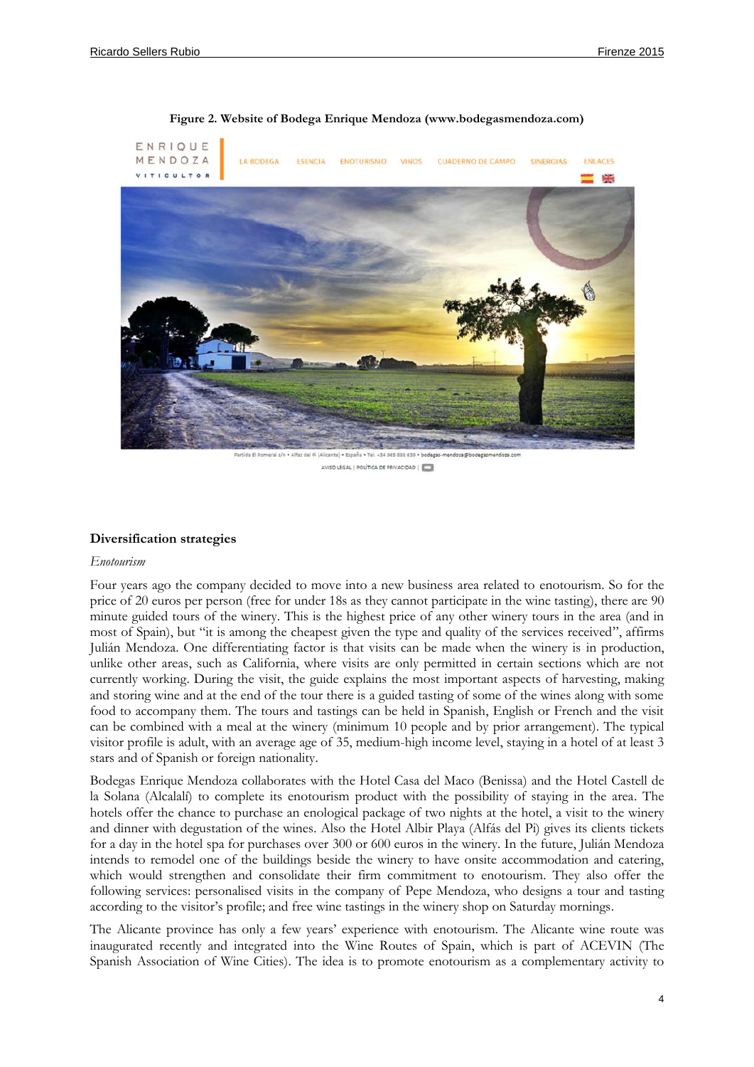**Figure 2. Website of Bodega Enrique Mendoza (www.bodegasmendoza.com)**

### Diversification strategies

*Enotourism*

Four years ago the company decided to move into a new business area related to enotourism. So for the price of 20 euros per person (free for under 18s as they cannot participate in the wine tasting), there are 90 minute guided tours of the winery. This is the highest price of any other winery tours in the area (and in most of Spain), but "it is among the cheapest given the type and quality of the services received", affirms Julián Mendoza. One differentiating factor is that visits can be made when the winery is in production, unlike other areas, such as California, where visits are only permitted in certain sections which are not currently working. During the visit, the guide explains the most important aspects of harvesting, making and storing wine and at the end of the tour there is a guided tasting of some of the wines along with some food to accompany them. The tours and tastings can be held in Spanish, English or French and the visit can be combined with a meal at the winery (minimum 10 people and by prior arrangement). The typical visitor profile is adult, with an average age of 35, medium-high income level, staying in a hotel of at least 3 stars and of Spanish or foreign nationality.

Bodegas Enrique Mendoza collaborates with the Hotel Casa del Maco (Benissa) and the Hotel Castell de la Solana (Alcalalí) to complete its enotourism product with the possibility of staying in the area. The hotels offer the chance to purchase an enological package of two nights at the hotel, a visit to the winery and dinner with degustation of the wines. Also the Hotel Albir Playa (Alfás del Pi) gives its clients tickets for a day in the hotel spa for purchases over 300 or 600 euros in the winery. In the future, Julián Mendoza intends to remodel one of the buildings beside the winery to have onsite accommodation and catering, which would strengthen and consolidate their firm commitment to enotourism. They also offer the following services: personalised visits in the company of Pepe Mendoza, who designs a tour and tasting according to the visitor's profile; and free wine tastings in the winery shop on Saturday mornings.

The Alicante province has only a few years' experience with enotourism. The Alicante wine route was inaugurated recently and integrated into the Wine Routes of Spain, which is part of ACEVIN (The Spanish Association of Wine Cities). The idea is to promote enotourism as a complementary activity to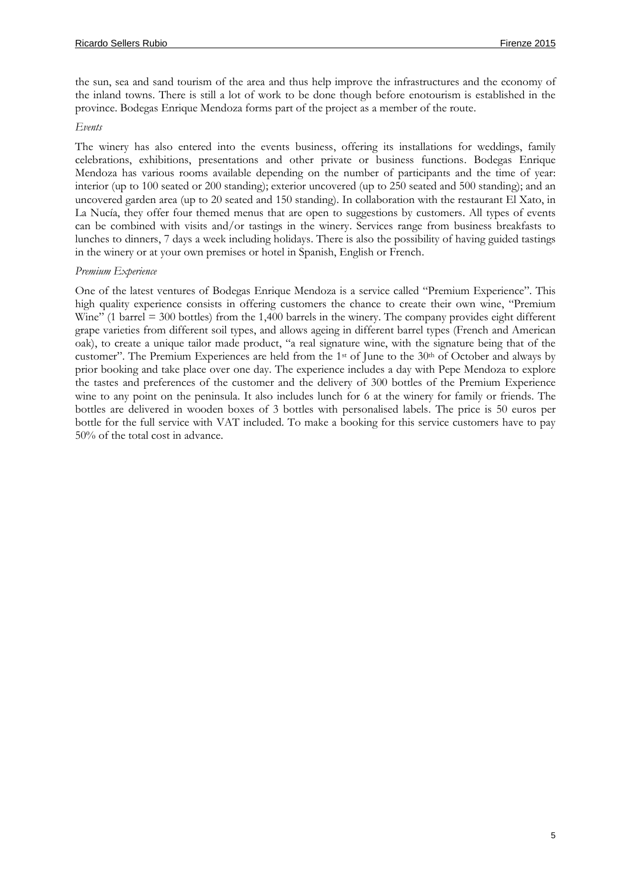the sun, sea and sand tourism of the area and thus help improve the infrastructures and the economy of the inland towns. There is still a lot of work to be done though before enotourism is established in the province. Bodegas Enrique Mendoza forms part of the project as a member of the route.

*Events*

The winery has also entered into the events business, offering its installations for weddings, family celebrations, exhibitions, presentations and other private or business functions. Bodegas Enrique Mendoza has various rooms available depending on the number of participants and the time of year: interior (up to 100 seated or 200 standing); exterior uncovered (up to 250 seated and 500 standing); and an uncovered garden area (up to 20 seated and 150 standing). In collaboration with the restaurant El Xato, in La Nucía, they offer four themed menus that are open to suggestions by customers. All types of events can be combined with visits and/or tastings in the winery. Services range from business breakfasts to lunches to dinners, 7 days a week including holidays. There is also the possibility of having guided tastings in the winery or at your own premises or hotel in Spanish, English or French.

*Premium Experience*

One of the latest ventures of Bodegas Enrique Mendoza is a service called "Premium Experience". This high quality experience consists in offering customers the chance to create their own wine, "Premium Wine" (1 barrel = 300 bottles) from the 1,400 barrels in the winery. The company provides eight different grape varieties from different soil types, and allows ageing in different barrel types (French and American oak), to create a unique tailor made product, "a real signature wine, with the signature being that of the customer". The Premium Experiences are held from the 1st of June to the 30th of October and always by prior booking and take place over one day. The experience includes a day with Pepe Mendoza to explore the tastes and preferences of the customer and the delivery of 300 bottles of the Premium Experience wine to any point on the peninsula. It also includes lunch for 6 at the winery for family or friends. The bottles are delivered in wooden boxes of 3 bottles with personalised labels. The price is 50 euros per bottle for the full service with VAT included. To make a booking for this service customers have to pay 50% of the total cost in advance.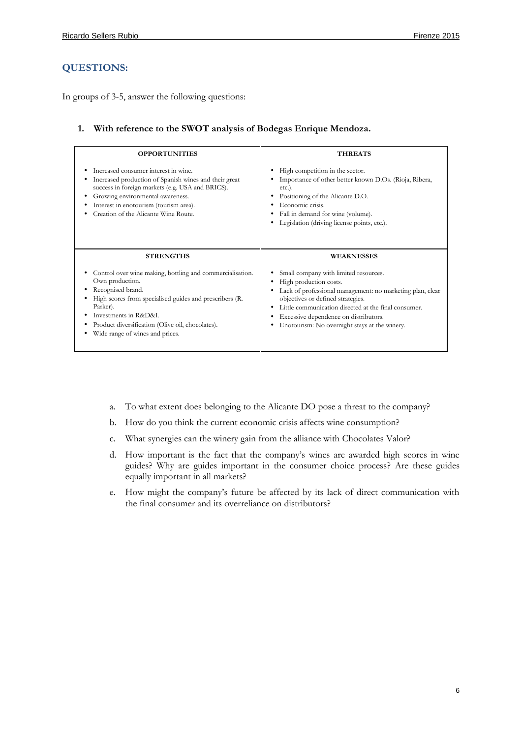## QUESTIONS:

In groups of 3-5, answer the following questions:

1. **With reference to the SWOT analysis of Bodegas Enrique Mendoza.**

| OPPORTUNITIES | THREATS |
| --- | --- |
| • Increased consumer interest in wine.<br>• Increased production of Spanish wines and their great success in foreign markets (e.g. USA and BRICS).<br>• Growing environmental awareness.<br>• Interest in enotourism (tourism area).<br>• Creation of the Alicante Wine Route. | • High competition in the sector.<br>• Importance of other better known D.Os. (Rioja, Ribera, etc.).<br>• Positioning of the Alicante D.O.<br>• Economic crisis.<br>• Fall in demand for wine (volume).<br>• Legislation (driving license points, etc.). |
| **STRENGTHS** | **WEAKNESSES** |
| • Control over wine making, bottling and commercialisation. Own production.<br>• Recognised brand.<br>• High scores from specialised guides and prescribers (R. Parker).<br>• Investments in R&D&I.<br>• Product diversification (Olive oil, chocolates).<br>• Wide range of wines and prices. | • Small company with limited resources.<br>• High production costs.<br>• Lack of professional management: no marketing plan, clear objectives or defined strategies.<br>• Little communication directed at the final consumer.<br>• Excessive dependence on distributors.<br>• Enotourism: No overnight stays at the winery. |

a. To what extent does belonging to the Alicante DO pose a threat to the company?

b. How do you think the current economic crisis affects wine consumption?

c. What synergies can the winery gain from the alliance with Chocolates Valor?

d. How important is the fact that the company's wines are awarded high scores in wine guides? Why are guides important in the consumer choice process? Are these guides equally important in all markets?

e. How might the company's future be affected by its lack of direct communication with the final consumer and its overreliance on distributors?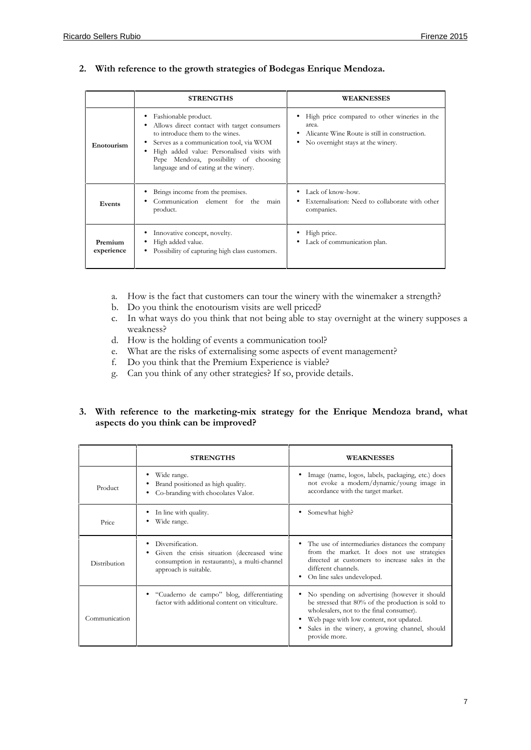**2. With reference to the growth strategies of Bodegas Enrique Mendoza.**

| | STRENGTHS | WEAKNESSES |
|---|---|---|
| **Enotourism** | • Fashionable product.<br>• Allows direct contact with target consumers to introduce them to the wines.<br>• Serves as a communication tool, via WOM<br>• High added value: Personalised visits with Pepe Mendoza, possibility of choosing language and of eating at the winery. | • High price compared to other wineries in the area.<br>• Alicante Wine Route is still in construction.<br>• No overnight stays at the winery. |
| **Events** | • Brings income from the premises.<br>• Communication element for the main product. | • Lack of know-how.<br>• Externalisation: Need to collaborate with other companies. |
| **Premium experience** | • Innovative concept, novelty.<br>• High added value.<br>• Possibility of capturing high class customers. | • High price.<br>• Lack of communication plan. |

a. How is the fact that customers can tour the winery with the winemaker a strength?
b. Do you think the enotourism visits are well priced?
c. In what ways do you think that not being able to stay overnight at the winery supposes a weakness?
d. How is the holding of events a communication tool?
e. What are the risks of externalising some aspects of event management?
f. Do you think that the Premium Experience is viable?
g. Can you think of any other strategies? If so, provide details.

**3. With reference to the marketing-mix strategy for the Enrique Mendoza brand, what aspects do you think can be improved?**

| | STRENGTHS | WEAKNESSES |
|---|---|---|
| Product | • Wide range.<br>• Brand positioned as high quality.<br>• Co-branding with chocolates Valor. | • Image (name, logos, labels, packaging, etc.) does not evoke a modern/dynamic/young image in accordance with the target market. |
| Price | • In line with quality.<br>• Wide range. | • Somewhat high? |
| Distribution | • Diversification.<br>• Given the crisis situation (decreased wine consumption in restaurants), a multi-channel approach is suitable. | • The use of intermediaries distances the company from the market. It does not use strategies directed at customers to increase sales in the different channels.<br>• On line sales undeveloped. |
| Communication | • "Cuaderno de campo" blog, differentiating factor with additional content on viticulture. | • No spending on advertising (however it should be stressed that 80% of the production is sold to wholesalers, not to the final consumer).<br>• Web page with low content, not updated.<br>• Sales in the winery, a growing channel, should provide more. |